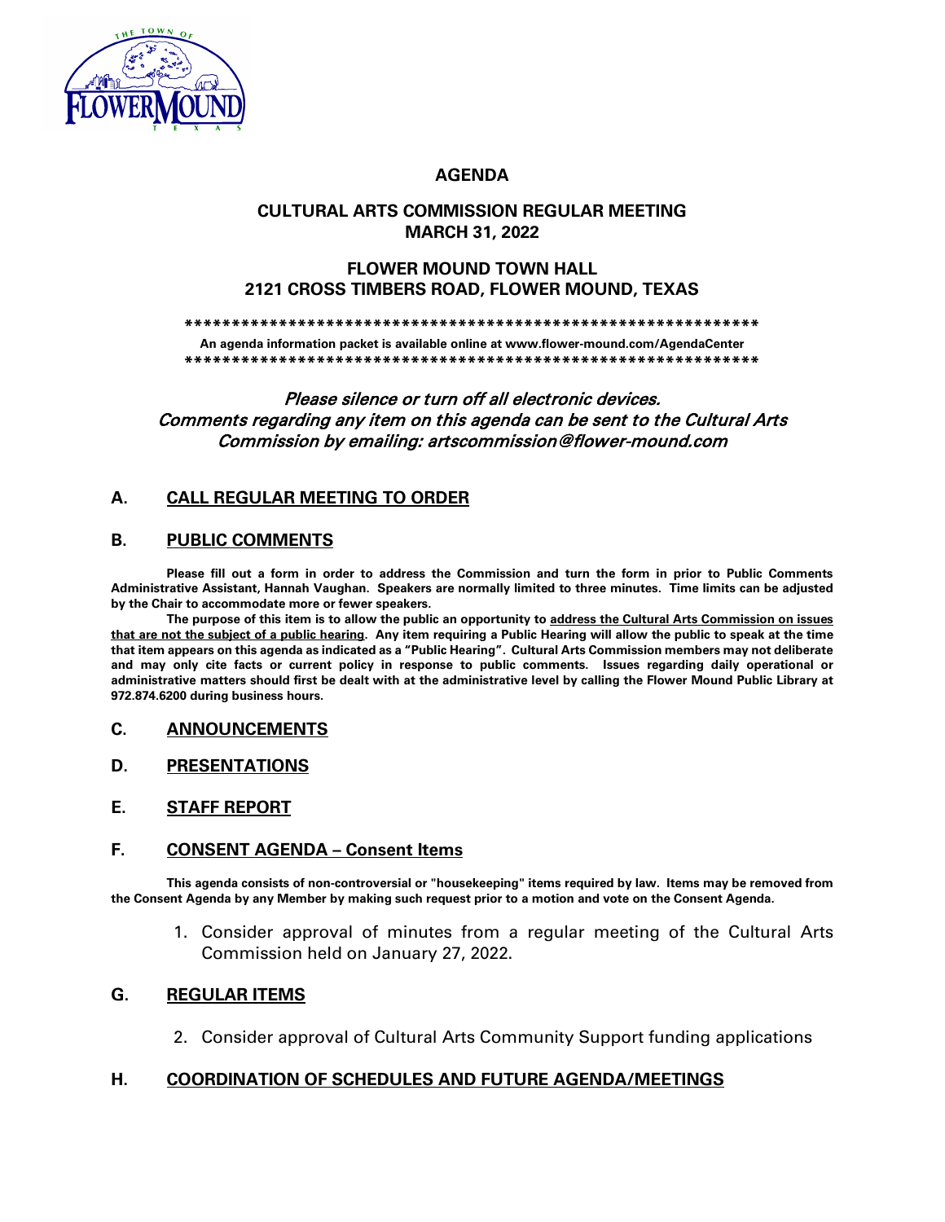# AGENDA

## CULTURAL ARTS COMMISSION REGULAR MEETING
## MARCH 31, 2022

## FLOWER MOUND TOWN HALL
## 2121 CROSS TIMBERS ROAD, FLOWER MOUND, TEXAS

*************************************************************

**An agenda information packet is available online at www.flower-mound.com/AgendaCenter**

*************************************************************

*Please silence or turn off all electronic devices.*
*Comments regarding any item on this agenda can be sent to the Cultural Arts Commission by emailing: artscommission@flower-mound.com*

## A. CALL REGULAR MEETING TO ORDER

## B. PUBLIC COMMENTS

**Please fill out a form in order to address the Commission and turn the form in prior to Public Comments Administrative Assistant, Hannah Vaughan. Speakers are normally limited to three minutes. Time limits can be adjusted by the Chair to accommodate more or fewer speakers.**

**The purpose of this item is to allow the public an opportunity to address the Cultural Arts Commission on issues that are not the subject of a public hearing. Any item requiring a Public Hearing will allow the public to speak at the time that item appears on this agenda as indicated as a "Public Hearing". Cultural Arts Commission members may not deliberate and may only cite facts or current policy in response to public comments. Issues regarding daily operational or administrative matters should first be dealt with at the administrative level by calling the Flower Mound Public Library at 972.874.6200 during business hours.**

## C. ANNOUNCEMENTS

## D. PRESENTATIONS

## E. STAFF REPORT

## F. CONSENT AGENDA – Consent Items

**This agenda consists of non-controversial or "housekeeping" items required by law. Items may be removed from the Consent Agenda by any Member by making such request prior to a motion and vote on the Consent Agenda.**

1. Consider approval of minutes from a regular meeting of the Cultural Arts Commission held on January 27, 2022.

## G. REGULAR ITEMS

2. Consider approval of Cultural Arts Community Support funding applications

## H. COORDINATION OF SCHEDULES AND FUTURE AGENDA/MEETINGS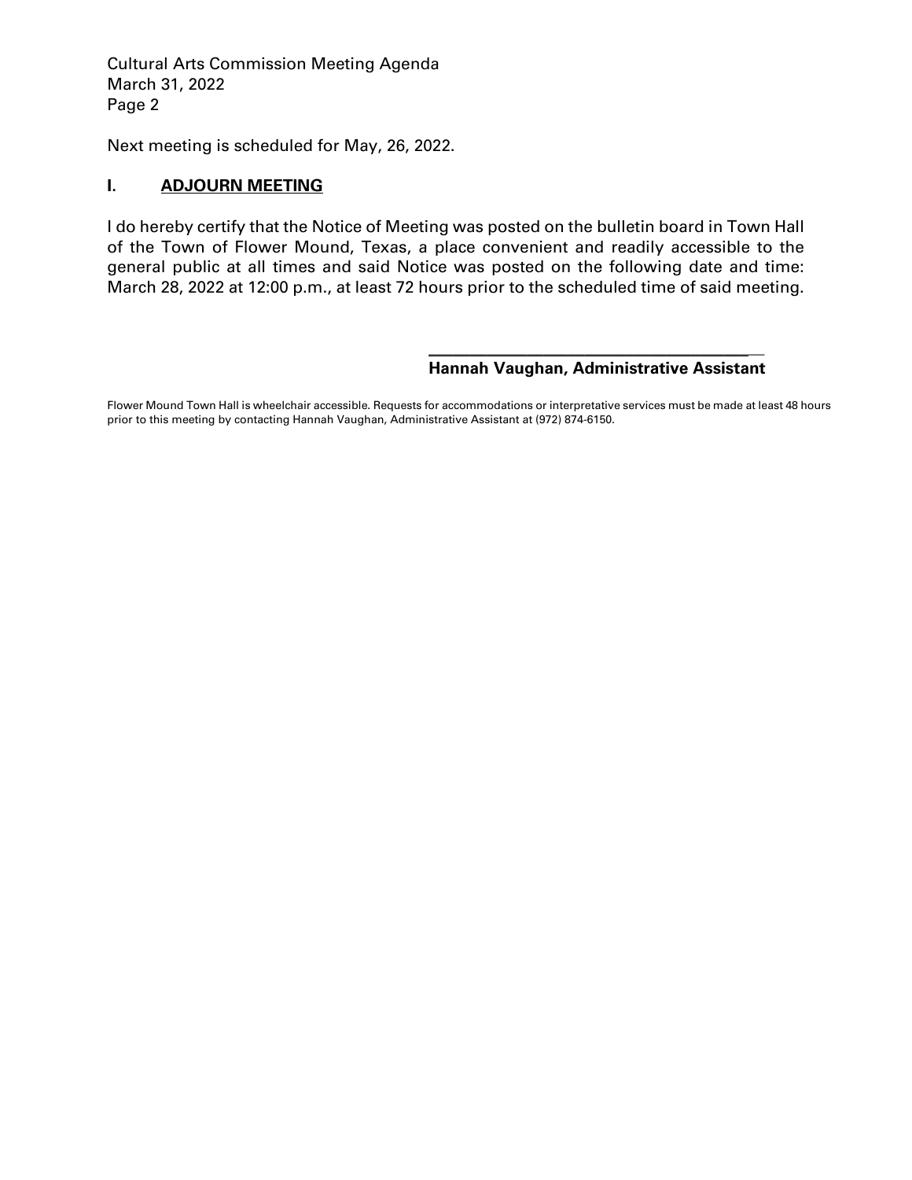Next meeting is scheduled for May, 26, 2022.

## I. ADJOURN MEETING

I do hereby certify that the Notice of Meeting was posted on the bulletin board in Town Hall of the Town of Flower Mound, Texas, a place convenient and readily accessible to the general public at all times and said Notice was posted on the following date and time: March 28, 2022 at 12:00 p.m., at least 72 hours prior to the scheduled time of said meeting.

\_\_\_\_\_\_\_\_\_\_\_\_\_\_\_\_\_\_\_\_\_\_\_\_\_\_\_\_\_\_\_\_\_\_\_\_\_\_\_\_

**Hannah Vaughan, Administrative Assistant**

Flower Mound Town Hall is wheelchair accessible. Requests for accommodations or interpretative services must be made at least 48 hours prior to this meeting by contacting Hannah Vaughan, Administrative Assistant at (972) 874-6150.